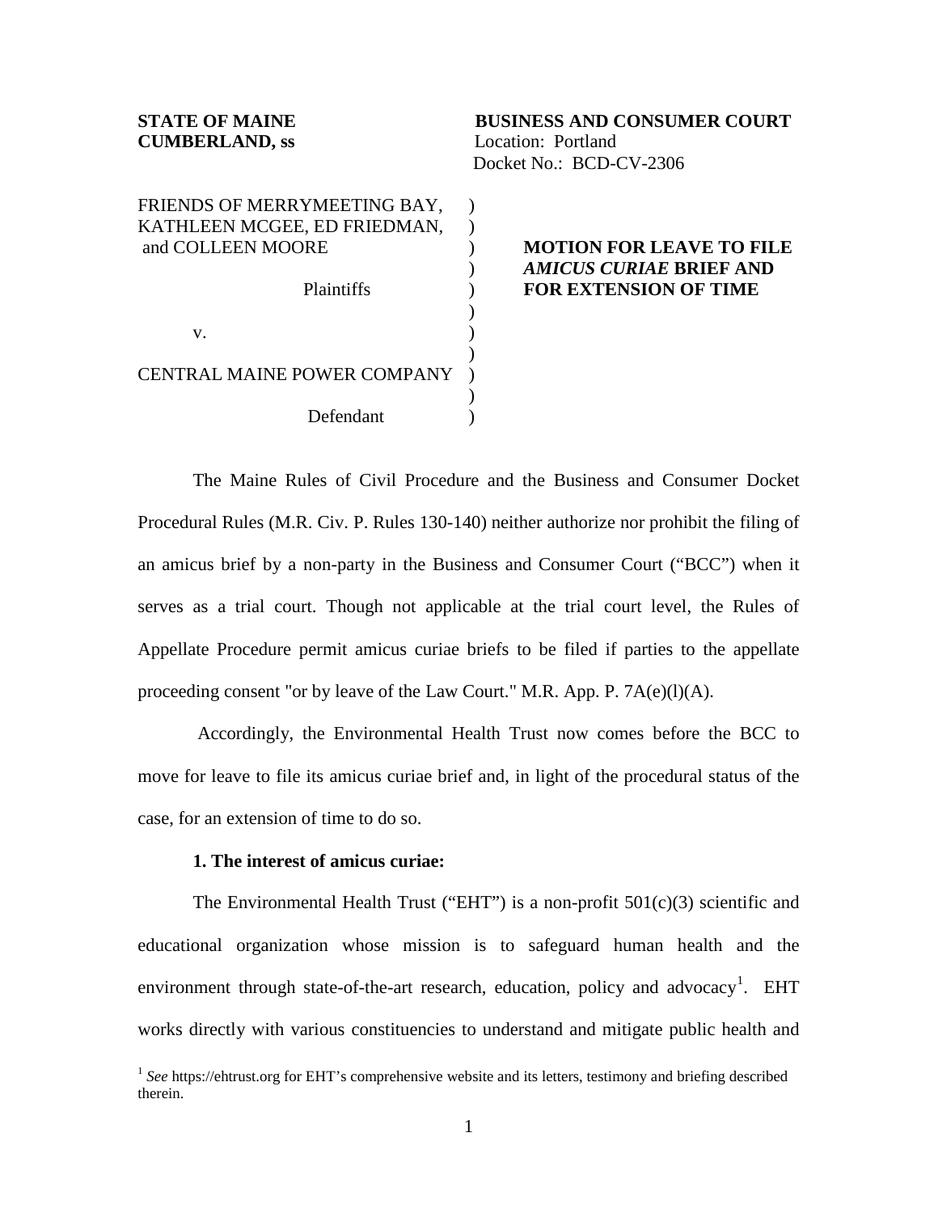**STATE OF MAINE**
**CUMBERLAND, ss**

**BUSINESS AND CONSUMER COURT**
Location: Portland
Docket No.: BCD-CV-2306

FRIENDS OF MERRYMEETING BAY, KATHLEEN MCGEE, ED FRIEDMAN, and COLLEEN MOORE

Plaintiffs

v.

CENTRAL MAINE POWER COMPANY

Defendant

**MOTION FOR LEAVE TO FILE *AMICUS CURIAE* BRIEF AND FOR EXTENSION OF TIME**

The Maine Rules of Civil Procedure and the Business and Consumer Docket Procedural Rules (M.R. Civ. P. Rules 130-140) neither authorize nor prohibit the filing of an amicus brief by a non-party in the Business and Consumer Court ("BCC") when it serves as a trial court. Though not applicable at the trial court level, the Rules of Appellate Procedure permit amicus curiae briefs to be filed if parties to the appellate proceeding consent "or by leave of the Law Court." M.R. App. P. 7A(e)(l)(A).

Accordingly, the Environmental Health Trust now comes before the BCC to move for leave to file its amicus curiae brief and, in light of the procedural status of the case, for an extension of time to do so.

**1. The interest of amicus curiae:**

The Environmental Health Trust ("EHT") is a non-profit 501(c)(3) scientific and educational organization whose mission is to safeguard human health and the environment through state-of-the-art research, education, policy and advocacy[1]. EHT works directly with various constituencies to understand and mitigate public health and

[1] *See* https://ehtrust.org for EHT's comprehensive website and its letters, testimony and briefing described therein.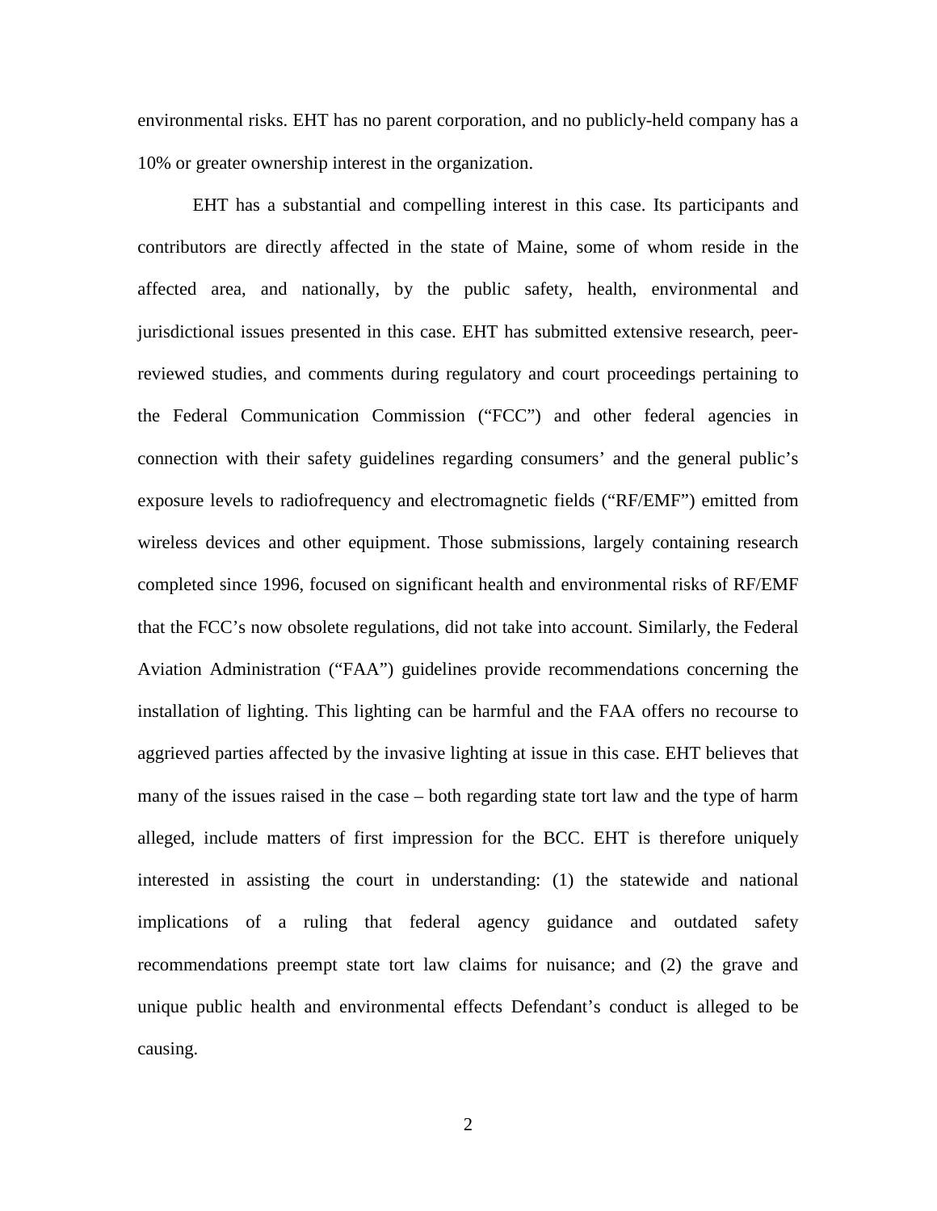environmental risks. EHT has no parent corporation, and no publicly-held company has a 10% or greater ownership interest in the organization.

EHT has a substantial and compelling interest in this case. Its participants and contributors are directly affected in the state of Maine, some of whom reside in the affected area, and nationally, by the public safety, health, environmental and jurisdictional issues presented in this case. EHT has submitted extensive research, peer-reviewed studies, and comments during regulatory and court proceedings pertaining to the Federal Communication Commission ("FCC") and other federal agencies in connection with their safety guidelines regarding consumers' and the general public's exposure levels to radiofrequency and electromagnetic fields ("RF/EMF") emitted from wireless devices and other equipment. Those submissions, largely containing research completed since 1996, focused on significant health and environmental risks of RF/EMF that the FCC's now obsolete regulations, did not take into account. Similarly, the Federal Aviation Administration ("FAA") guidelines provide recommendations concerning the installation of lighting. This lighting can be harmful and the FAA offers no recourse to aggrieved parties affected by the invasive lighting at issue in this case. EHT believes that many of the issues raised in the case – both regarding state tort law and the type of harm alleged, include matters of first impression for the BCC. EHT is therefore uniquely interested in assisting the court in understanding: (1) the statewide and national implications of a ruling that federal agency guidance and outdated safety recommendations preempt state tort law claims for nuisance; and (2) the grave and unique public health and environmental effects Defendant's conduct is alleged to be causing.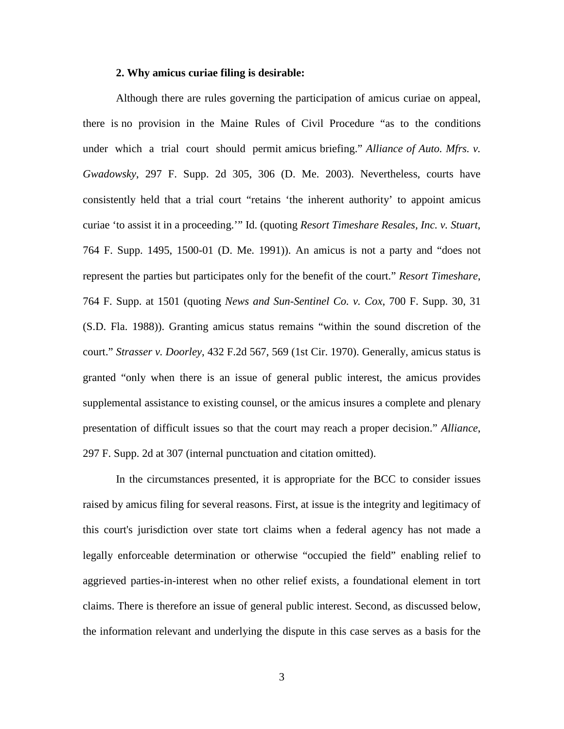**2. Why amicus curiae filing is desirable:**

Although there are rules governing the participation of amicus curiae on appeal, there is no provision in the Maine Rules of Civil Procedure "as to the conditions under which a trial court should permit amicus briefing." *Alliance of Auto. Mfrs. v. Gwadowsky*, 297 F. Supp. 2d 305, 306 (D. Me. 2003). Nevertheless, courts have consistently held that a trial court "retains 'the inherent authority' to appoint amicus curiae 'to assist it in a proceeding.'" Id. (quoting *Resort Timeshare Resales, Inc. v. Stuart*, 764 F. Supp. 1495, 1500-01 (D. Me. 1991)). An amicus is not a party and "does not represent the parties but participates only for the benefit of the court." *Resort Timeshare*, 764 F. Supp. at 1501 (quoting *News and Sun-Sentinel Co. v. Cox*, 700 F. Supp. 30, 31 (S.D. Fla. 1988)). Granting amicus status remains "within the sound discretion of the court." *Strasser v. Doorley*, 432 F.2d 567, 569 (1st Cir. 1970). Generally, amicus status is granted "only when there is an issue of general public interest, the amicus provides supplemental assistance to existing counsel, or the amicus insures a complete and plenary presentation of difficult issues so that the court may reach a proper decision." *Alliance*, 297 F. Supp. 2d at 307 (internal punctuation and citation omitted).

In the circumstances presented, it is appropriate for the BCC to consider issues raised by amicus filing for several reasons. First, at issue is the integrity and legitimacy of this court's jurisdiction over state tort claims when a federal agency has not made a legally enforceable determination or otherwise "occupied the field" enabling relief to aggrieved parties-in-interest when no other relief exists, a foundational element in tort claims. There is therefore an issue of general public interest. Second, as discussed below, the information relevant and underlying the dispute in this case serves as a basis for the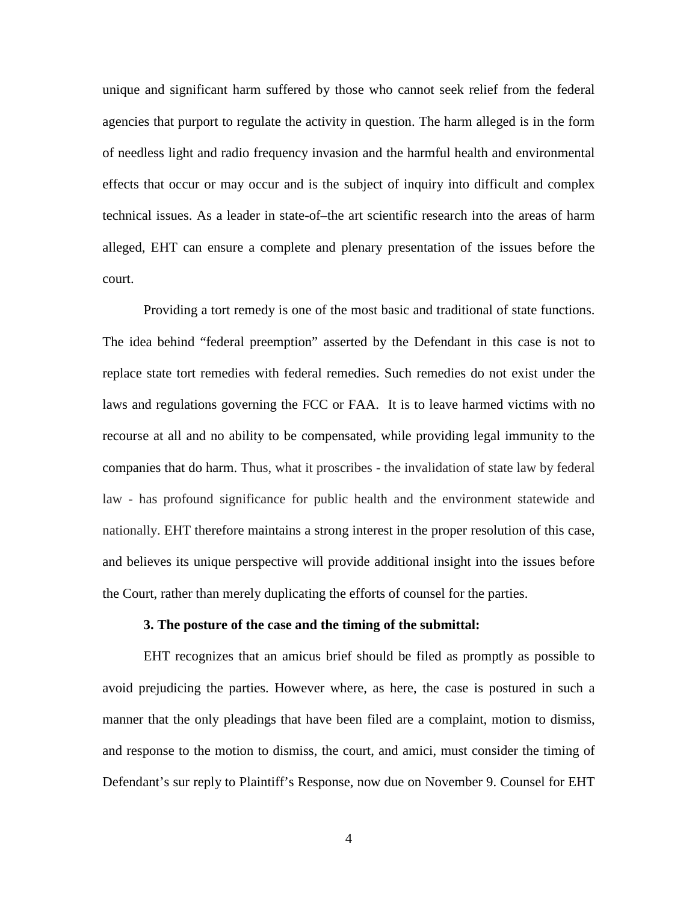unique and significant harm suffered by those who cannot seek relief from the federal agencies that purport to regulate the activity in question. The harm alleged is in the form of needless light and radio frequency invasion and the harmful health and environmental effects that occur or may occur and is the subject of inquiry into difficult and complex technical issues. As a leader in state-of–the art scientific research into the areas of harm alleged, EHT can ensure a complete and plenary presentation of the issues before the court.

Providing a tort remedy is one of the most basic and traditional of state functions. The idea behind "federal preemption" asserted by the Defendant in this case is not to replace state tort remedies with federal remedies. Such remedies do not exist under the laws and regulations governing the FCC or FAA. It is to leave harmed victims with no recourse at all and no ability to be compensated, while providing legal immunity to the companies that do harm. Thus, what it proscribes - the invalidation of state law by federal law - has profound significance for public health and the environment statewide and nationally. EHT therefore maintains a strong interest in the proper resolution of this case, and believes its unique perspective will provide additional insight into the issues before the Court, rather than merely duplicating the efforts of counsel for the parties.

**3. The posture of the case and the timing of the submittal:**

EHT recognizes that an amicus brief should be filed as promptly as possible to avoid prejudicing the parties. However where, as here, the case is postured in such a manner that the only pleadings that have been filed are a complaint, motion to dismiss, and response to the motion to dismiss, the court, and amici, must consider the timing of Defendant's sur reply to Plaintiff's Response, now due on November 9. Counsel for EHT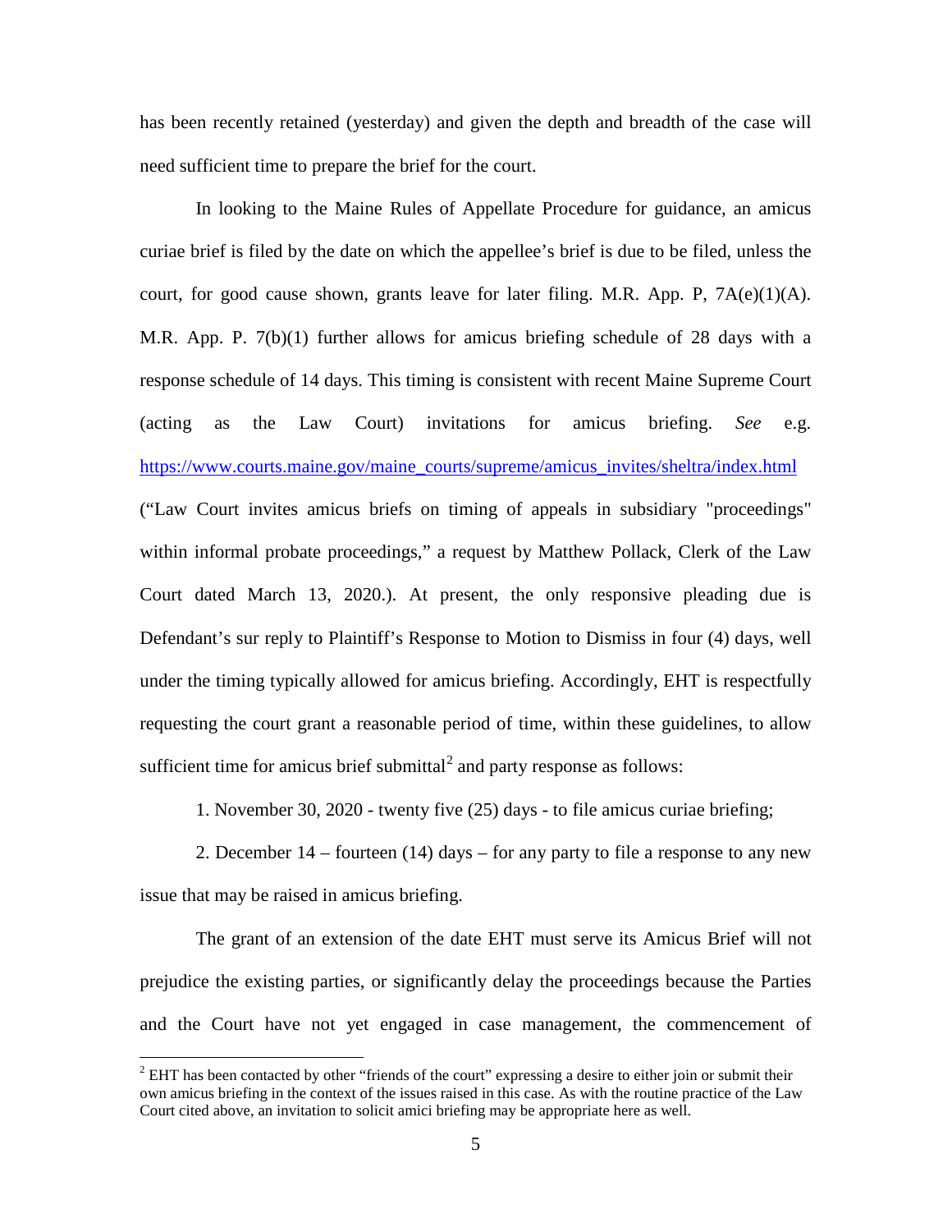has been recently retained (yesterday) and given the depth and breadth of the case will need sufficient time to prepare the brief for the court.

In looking to the Maine Rules of Appellate Procedure for guidance, an amicus curiae brief is filed by the date on which the appellee's brief is due to be filed, unless the court, for good cause shown, grants leave for later filing. M.R. App. P, 7A(e)(1)(A). M.R. App. P. 7(b)(1) further allows for amicus briefing schedule of 28 days with a response schedule of 14 days. This timing is consistent with recent Maine Supreme Court (acting as the Law Court) invitations for amicus briefing. *See* e.g. https://www.courts.maine.gov/maine_courts/supreme/amicus_invites/sheltra/index.html ("Law Court invites amicus briefs on timing of appeals in subsidiary "proceedings" within informal probate proceedings," a request by Matthew Pollack, Clerk of the Law Court dated March 13, 2020.). At present, the only responsive pleading due is Defendant's sur reply to Plaintiff's Response to Motion to Dismiss in four (4) days, well under the timing typically allowed for amicus briefing. Accordingly, EHT is respectfully requesting the court grant a reasonable period of time, within these guidelines, to allow sufficient time for amicus brief submittal[2] and party response as follows:

1. November 30, 2020 - twenty five (25) days - to file amicus curiae briefing;

2. December 14 – fourteen (14) days – for any party to file a response to any new issue that may be raised in amicus briefing.

The grant of an extension of the date EHT must serve its Amicus Brief will not prejudice the existing parties, or significantly delay the proceedings because the Parties and the Court have not yet engaged in case management, the commencement of

[2] EHT has been contacted by other "friends of the court" expressing a desire to either join or submit their own amicus briefing in the context of the issues raised in this case. As with the routine practice of the Law Court cited above, an invitation to solicit amici briefing may be appropriate here as well.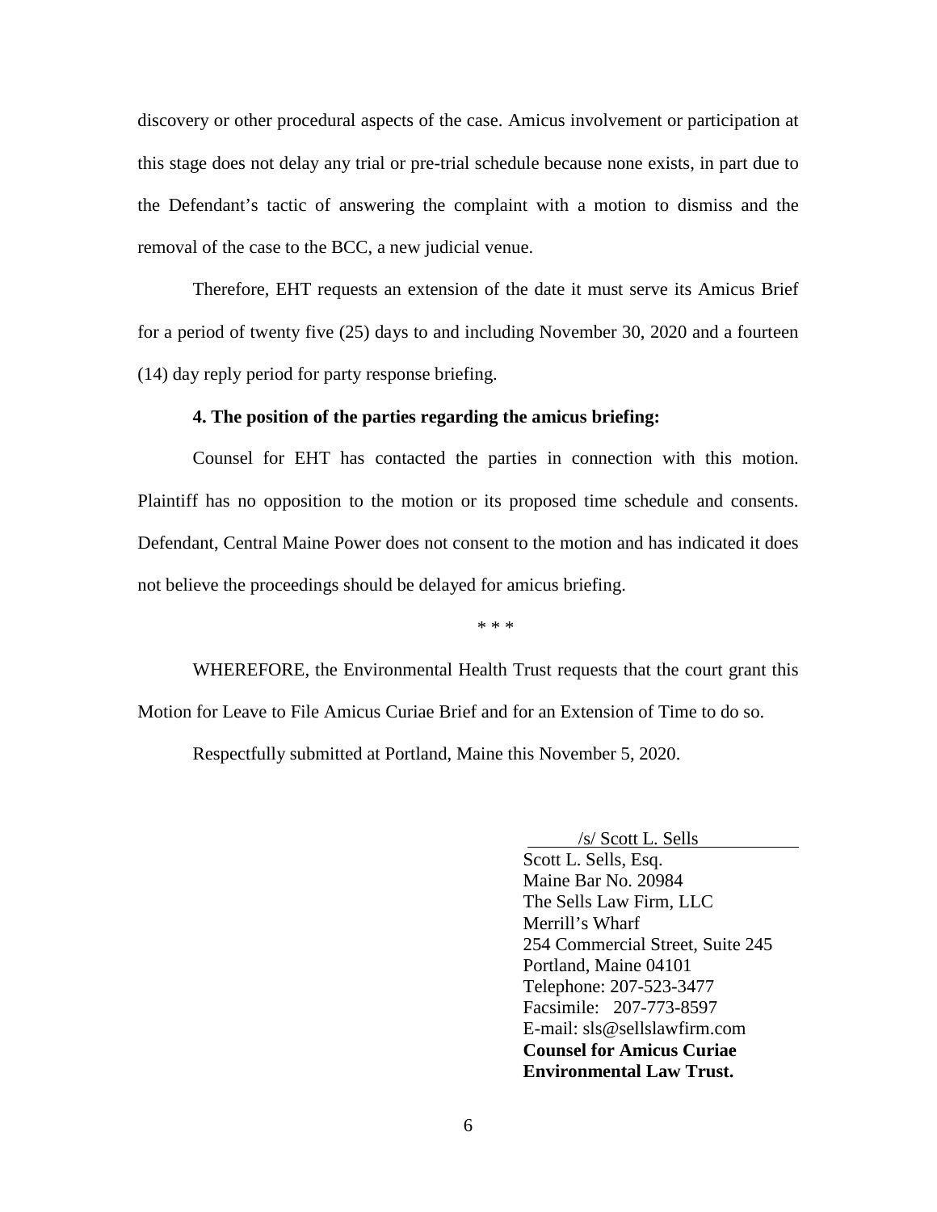discovery or other procedural aspects of the case. Amicus involvement or participation at this stage does not delay any trial or pre-trial schedule because none exists, in part due to the Defendant's tactic of answering the complaint with a motion to dismiss and the removal of the case to the BCC, a new judicial venue.

Therefore, EHT requests an extension of the date it must serve its Amicus Brief for a period of twenty five (25) days to and including November 30, 2020 and a fourteen (14) day reply period for party response briefing.

**4. The position of the parties regarding the amicus briefing:**

Counsel for EHT has contacted the parties in connection with this motion. Plaintiff has no opposition to the motion or its proposed time schedule and consents. Defendant, Central Maine Power does not consent to the motion and has indicated it does not believe the proceedings should be delayed for amicus briefing.

* * *

WHEREFORE, the Environmental Health Trust requests that the court grant this Motion for Leave to File Amicus Curiae Brief and for an Extension of Time to do so.

Respectfully submitted at Portland, Maine this November 5, 2020.

/s/ Scott L. Sells
Scott L. Sells, Esq.
Maine Bar No. 20984
The Sells Law Firm, LLC
Merrill's Wharf
254 Commercial Street, Suite 245
Portland, Maine 04101
Telephone: 207-523-3477
Facsimile: 207-773-8597
E-mail: sls@sellslawfirm.com
**Counsel for Amicus Curiae**
**Environmental Law Trust.**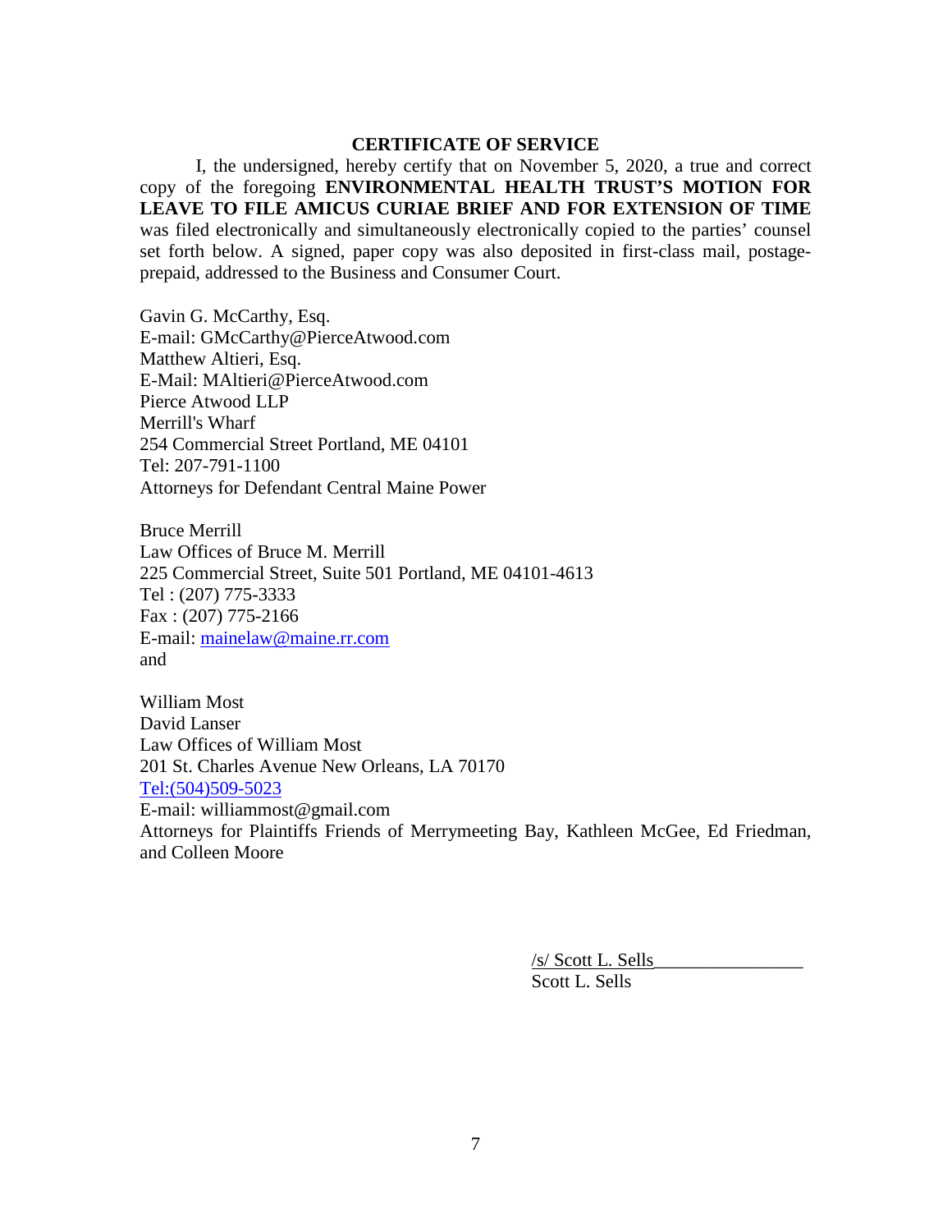**CERTIFICATE OF SERVICE**

I, the undersigned, hereby certify that on November 5, 2020, a true and correct copy of the foregoing **ENVIRONMENTAL HEALTH TRUST'S MOTION FOR LEAVE TO FILE AMICUS CURIAE BRIEF AND FOR EXTENSION OF TIME** was filed electronically and simultaneously electronically copied to the parties' counsel set forth below. A signed, paper copy was also deposited in first-class mail, postage-prepaid, addressed to the Business and Consumer Court.

Gavin G. McCarthy, Esq.
E-mail: GMcCarthy@PierceAtwood.com
Matthew Altieri, Esq.
E-Mail: MAltieri@PierceAtwood.com
Pierce Atwood LLP
Merrill's Wharf
254 Commercial Street Portland, ME 04101
Tel: 207-791-1100
Attorneys for Defendant Central Maine Power

Bruce Merrill
Law Offices of Bruce M. Merrill
225 Commercial Street, Suite 501 Portland, ME 04101-4613
Tel : (207) 775-3333
Fax : (207) 775-2166
E-mail: mainelaw@maine.rr.com
and

William Most
David Lanser
Law Offices of William Most
201 St. Charles Avenue New Orleans, LA 70170
Tel:(504)509-5023
E-mail: williammost@gmail.com
Attorneys for Plaintiffs Friends of Merrymeeting Bay, Kathleen McGee, Ed Friedman, and Colleen Moore

/s/ Scott L. Sells
Scott L. Sells